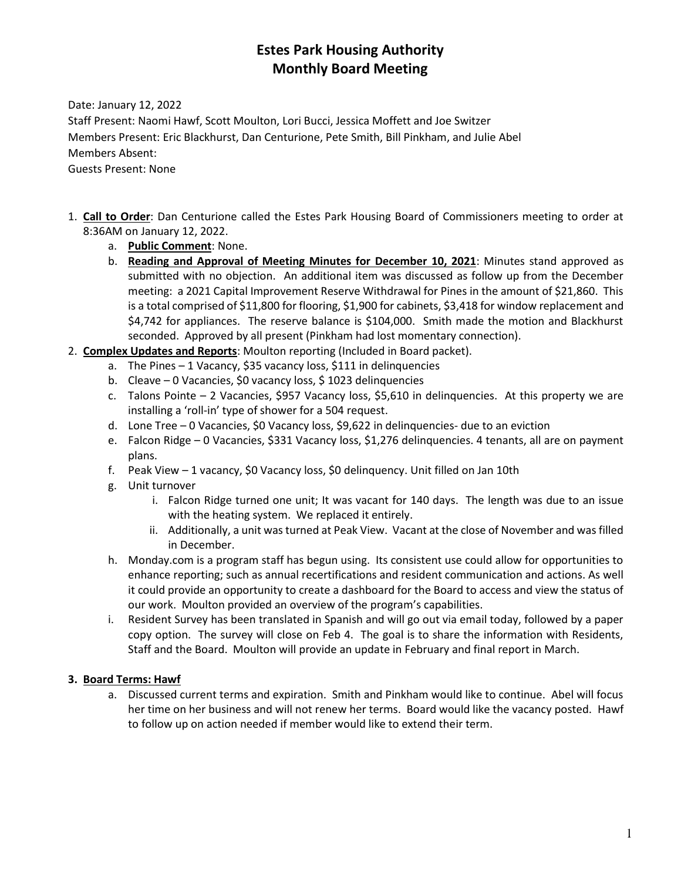# Estes Park Housing Authority
# Monthly Board Meeting

Date: January 12, 2022
Staff Present: Naomi Hawf, Scott Moulton, Lori Bucci, Jessica Moffett and Joe Switzer
Members Present: Eric Blackhurst, Dan Centurione, Pete Smith, Bill Pinkham, and Julie Abel
Members Absent:
Guests Present: None

1. **Call to Order**: Dan Centurione called the Estes Park Housing Board of Commissioners meeting to order at 8:36AM on January 12, 2022.
   a. **Public Comment**: None.
   b. **Reading and Approval of Meeting Minutes for December 10, 2021**: Minutes stand approved as submitted with no objection. An additional item was discussed as follow up from the December meeting: a 2021 Capital Improvement Reserve Withdrawal for Pines in the amount of $21,860. This is a total comprised of $11,800 for flooring, $1,900 for cabinets, $3,418 for window replacement and $4,742 for appliances. The reserve balance is $104,000. Smith made the motion and Blackhurst seconded. Approved by all present (Pinkham had lost momentary connection).
2. **Complex Updates and Reports**: Moulton reporting (Included in Board packet).
   a. The Pines – 1 Vacancy, $35 vacancy loss, $111 in delinquencies
   b. Cleave – 0 Vacancies, $0 vacancy loss, $ 1023 delinquencies
   c. Talons Pointe – 2 Vacancies, $957 Vacancy loss, $5,610 in delinquencies. At this property we are installing a 'roll-in' type of shower for a 504 request.
   d. Lone Tree – 0 Vacancies, $0 Vacancy loss, $9,622 in delinquencies- due to an eviction
   e. Falcon Ridge – 0 Vacancies, $331 Vacancy loss, $1,276 delinquencies. 4 tenants, all are on payment plans.
   f. Peak View – 1 vacancy, $0 Vacancy loss, $0 delinquency. Unit filled on Jan 10th
   g. Unit turnover
      i. Falcon Ridge turned one unit; It was vacant for 140 days. The length was due to an issue with the heating system. We replaced it entirely.
      ii. Additionally, a unit was turned at Peak View. Vacant at the close of November and was filled in December.
   h. Monday.com is a program staff has begun using. Its consistent use could allow for opportunities to enhance reporting; such as annual recertifications and resident communication and actions. As well it could provide an opportunity to create a dashboard for the Board to access and view the status of our work. Moulton provided an overview of the program's capabilities.
   i. Resident Survey has been translated in Spanish and will go out via email today, followed by a paper copy option. The survey will close on Feb 4. The goal is to share the information with Residents, Staff and the Board. Moulton will provide an update in February and final report in March.

3. **Board Terms: Hawf**
   a. Discussed current terms and expiration. Smith and Pinkham would like to continue. Abel will focus her time on her business and will not renew her terms. Board would like the vacancy posted. Hawf to follow up on action needed if member would like to extend their term.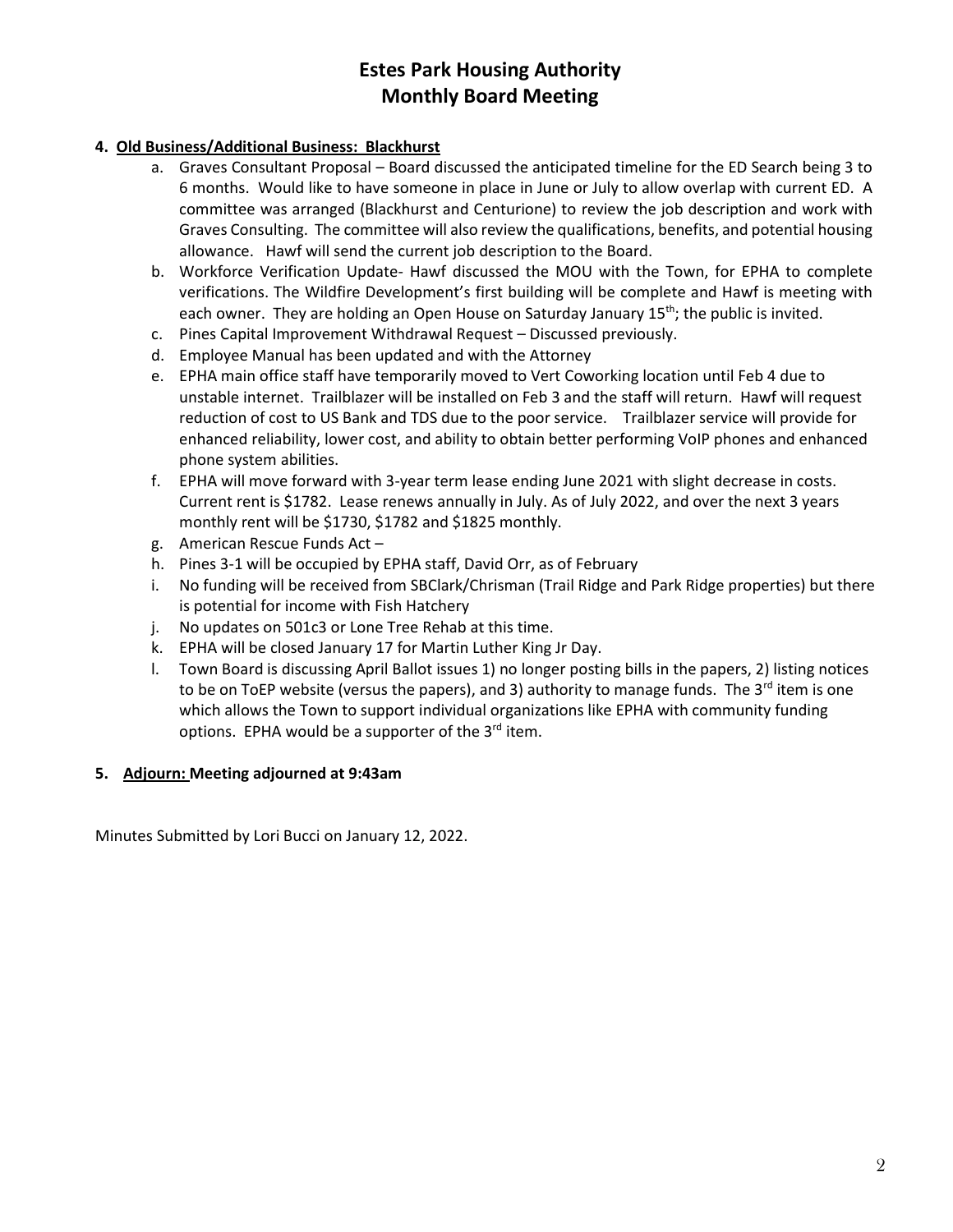# Estes Park Housing Authority
# Monthly Board Meeting

**4. Old Business/Additional Business: Blackhurst**

a. Graves Consultant Proposal – Board discussed the anticipated timeline for the ED Search being 3 to 6 months. Would like to have someone in place in June or July to allow overlap with current ED. A committee was arranged (Blackhurst and Centurione) to review the job description and work with Graves Consulting. The committee will also review the qualifications, benefits, and potential housing allowance. Hawf will send the current job description to the Board.

b. Workforce Verification Update- Hawf discussed the MOU with the Town, for EPHA to complete verifications. The Wildfire Development's first building will be complete and Hawf is meeting with each owner. They are holding an Open House on Saturday January 15th; the public is invited.

c. Pines Capital Improvement Withdrawal Request – Discussed previously.

d. Employee Manual has been updated and with the Attorney

e. EPHA main office staff have temporarily moved to Vert Coworking location until Feb 4 due to unstable internet. Trailblazer will be installed on Feb 3 and the staff will return. Hawf will request reduction of cost to US Bank and TDS due to the poor service. Trailblazer service will provide for enhanced reliability, lower cost, and ability to obtain better performing VoIP phones and enhanced phone system abilities.

f. EPHA will move forward with 3-year term lease ending June 2021 with slight decrease in costs. Current rent is $1782. Lease renews annually in July. As of July 2022, and over the next 3 years monthly rent will be $1730, $1782 and $1825 monthly.

g. American Rescue Funds Act –

h. Pines 3-1 will be occupied by EPHA staff, David Orr, as of February

i. No funding will be received from SBClark/Chrisman (Trail Ridge and Park Ridge properties) but there is potential for income with Fish Hatchery

j. No updates on 501c3 or Lone Tree Rehab at this time.

k. EPHA will be closed January 17 for Martin Luther King Jr Day.

l. Town Board is discussing April Ballot issues 1) no longer posting bills in the papers, 2) listing notices to be on ToEP website (versus the papers), and 3) authority to manage funds. The 3rd item is one which allows the Town to support individual organizations like EPHA with community funding options. EPHA would be a supporter of the 3rd item.

**5. Adjourn: Meeting adjourned at 9:43am**

Minutes Submitted by Lori Bucci on January 12, 2022.